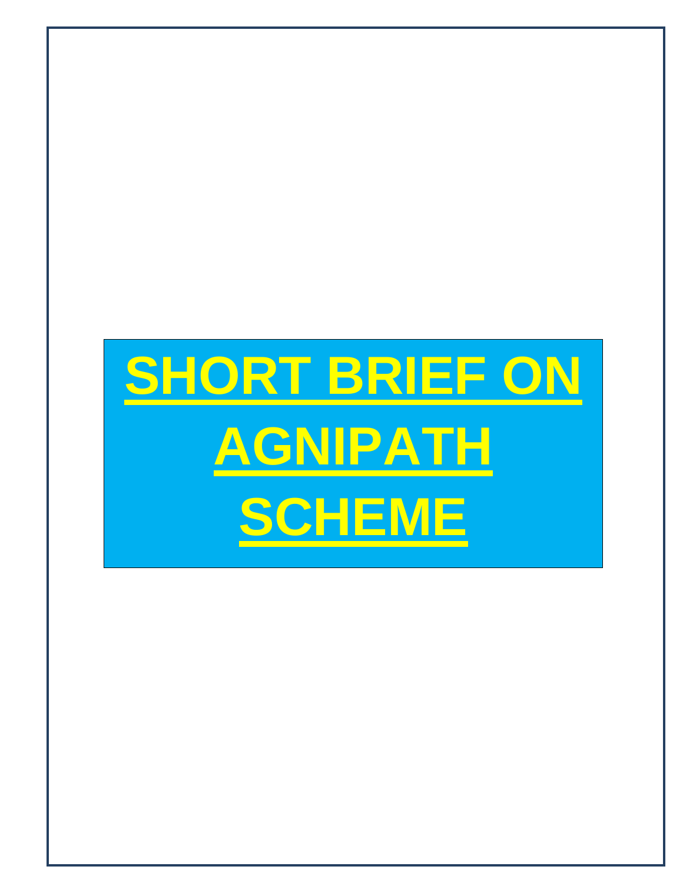# SHORT BRIEF ON AGNIPATH SCHEME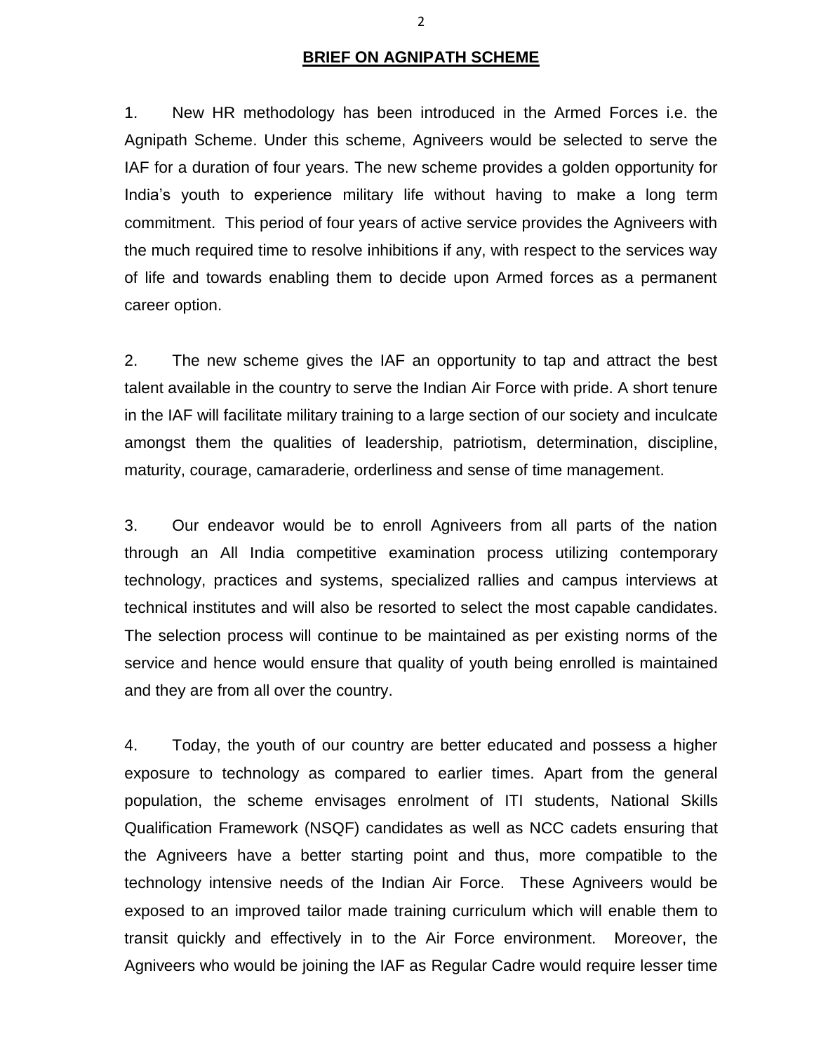## **BRIEF ON AGNIPATH SCHEME**

1. New HR methodology has been introduced in the Armed Forces i.e. the Agnipath Scheme. Under this scheme, Agniveers would be selected to serve the IAF for a duration of four years. The new scheme provides a golden opportunity for India's youth to experience military life without having to make a long term commitment. This period of four years of active service provides the Agniveers with the much required time to resolve inhibitions if any, with respect to the services way of life and towards enabling them to decide upon Armed forces as a permanent career option.

2. The new scheme gives the IAF an opportunity to tap and attract the best talent available in the country to serve the Indian Air Force with pride. A short tenure in the IAF will facilitate military training to a large section of our society and inculcate amongst them the qualities of leadership, patriotism, determination, discipline, maturity, courage, camaraderie, orderliness and sense of time management.

3. Our endeavor would be to enroll Agniveers from all parts of the nation through an All India competitive examination process utilizing contemporary technology, practices and systems, specialized rallies and campus interviews at technical institutes and will also be resorted to select the most capable candidates. The selection process will continue to be maintained as per existing norms of the service and hence would ensure that quality of youth being enrolled is maintained and they are from all over the country.

4. Today, the youth of our country are better educated and possess a higher exposure to technology as compared to earlier times. Apart from the general population, the scheme envisages enrolment of ITI students, National Skills Qualification Framework (NSQF) candidates as well as NCC cadets ensuring that the Agniveers have a better starting point and thus, more compatible to the technology intensive needs of the Indian Air Force. These Agniveers would be exposed to an improved tailor made training curriculum which will enable them to transit quickly and effectively in to the Air Force environment. Moreover, the Agniveers who would be joining the IAF as Regular Cadre would require lesser time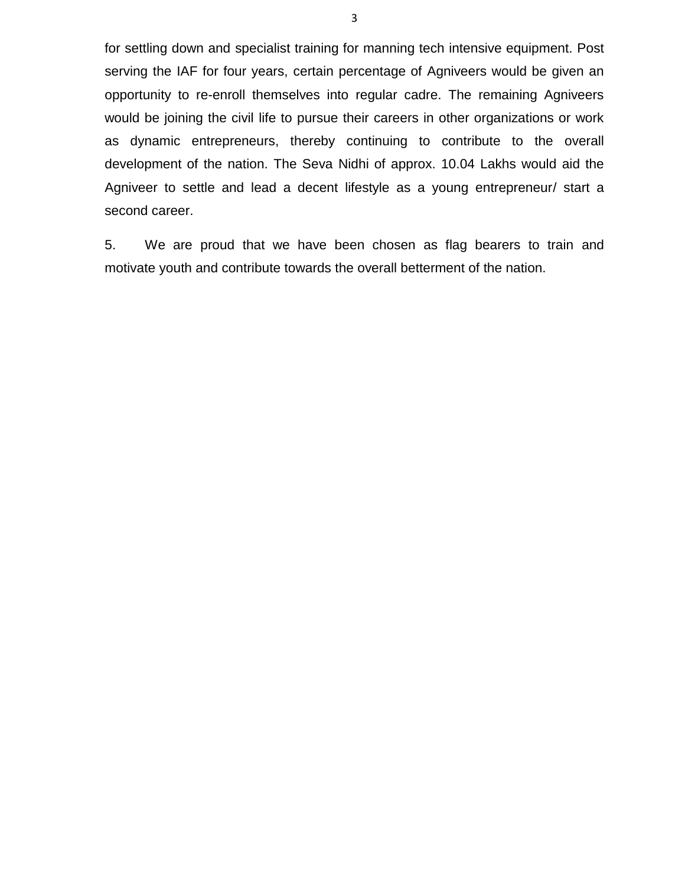for settling down and specialist training for manning tech intensive equipment. Post serving the IAF for four years, certain percentage of Agniveers would be given an opportunity to re-enroll themselves into regular cadre. The remaining Agniveers would be joining the civil life to pursue their careers in other organizations or work as dynamic entrepreneurs, thereby continuing to contribute to the overall development of the nation. The Seva Nidhi of approx. 10.04 Lakhs would aid the Agniveer to settle and lead a decent lifestyle as a young entrepreneur/ start a second career.

5. We are proud that we have been chosen as flag bearers to train and motivate youth and contribute towards the overall betterment of the nation.